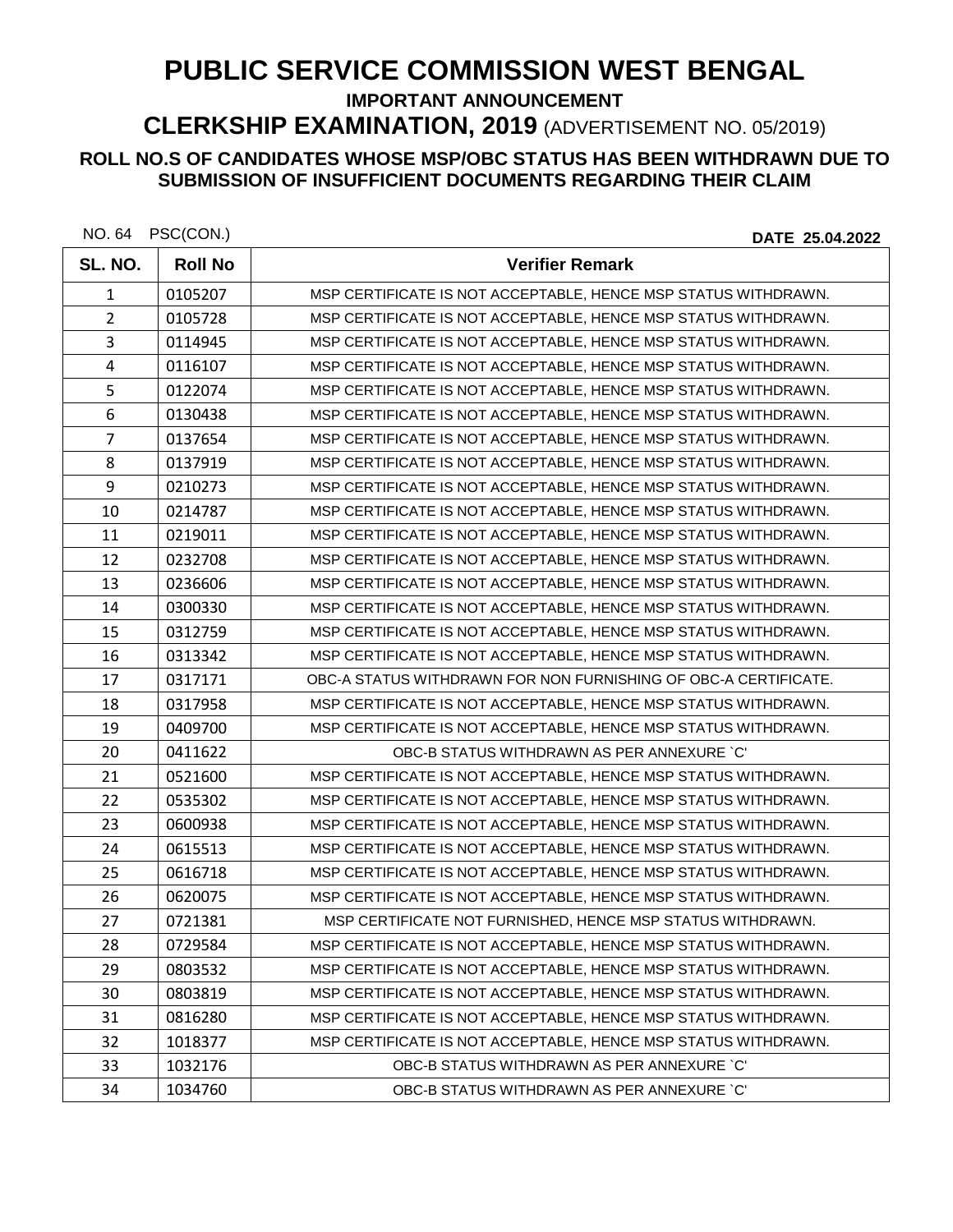# PUBLIC SERVICE COMMISSION WEST BENGAL

**IMPORTANT ANNOUNCEMENT**

## CLERKSHIP EXAMINATION, 2019 (ADVERTISEMENT NO. 05/2019)

### ROLL NO.S OF CANDIDATES WHOSE MSP/OBC STATUS HAS BEEN WITHDRAWN DUE TO SUBMISSION OF INSUFFICIENT DOCUMENTS REGARDING THEIR CLAIM

NO. 64 PSC(CON.) **DATE 25.04.2022**

| SL. NO. | Roll No | Verifier Remark |
|---|---|---|
| 1 | 0105207 | MSP CERTIFICATE IS NOT ACCEPTABLE, HENCE MSP STATUS WITHDRAWN. |
| 2 | 0105728 | MSP CERTIFICATE IS NOT ACCEPTABLE, HENCE MSP STATUS WITHDRAWN. |
| 3 | 0114945 | MSP CERTIFICATE IS NOT ACCEPTABLE, HENCE MSP STATUS WITHDRAWN. |
| 4 | 0116107 | MSP CERTIFICATE IS NOT ACCEPTABLE, HENCE MSP STATUS WITHDRAWN. |
| 5 | 0122074 | MSP CERTIFICATE IS NOT ACCEPTABLE, HENCE MSP STATUS WITHDRAWN. |
| 6 | 0130438 | MSP CERTIFICATE IS NOT ACCEPTABLE, HENCE MSP STATUS WITHDRAWN. |
| 7 | 0137654 | MSP CERTIFICATE IS NOT ACCEPTABLE, HENCE MSP STATUS WITHDRAWN. |
| 8 | 0137919 | MSP CERTIFICATE IS NOT ACCEPTABLE, HENCE MSP STATUS WITHDRAWN. |
| 9 | 0210273 | MSP CERTIFICATE IS NOT ACCEPTABLE, HENCE MSP STATUS WITHDRAWN. |
| 10 | 0214787 | MSP CERTIFICATE IS NOT ACCEPTABLE, HENCE MSP STATUS WITHDRAWN. |
| 11 | 0219011 | MSP CERTIFICATE IS NOT ACCEPTABLE, HENCE MSP STATUS WITHDRAWN. |
| 12 | 0232708 | MSP CERTIFICATE IS NOT ACCEPTABLE, HENCE MSP STATUS WITHDRAWN. |
| 13 | 0236606 | MSP CERTIFICATE IS NOT ACCEPTABLE, HENCE MSP STATUS WITHDRAWN. |
| 14 | 0300330 | MSP CERTIFICATE IS NOT ACCEPTABLE, HENCE MSP STATUS WITHDRAWN. |
| 15 | 0312759 | MSP CERTIFICATE IS NOT ACCEPTABLE, HENCE MSP STATUS WITHDRAWN. |
| 16 | 0313342 | MSP CERTIFICATE IS NOT ACCEPTABLE, HENCE MSP STATUS WITHDRAWN. |
| 17 | 0317171 | OBC-A STATUS WITHDRAWN FOR NON FURNISHING OF OBC-A CERTIFICATE. |
| 18 | 0317958 | MSP CERTIFICATE IS NOT ACCEPTABLE, HENCE MSP STATUS WITHDRAWN. |
| 19 | 0409700 | MSP CERTIFICATE IS NOT ACCEPTABLE, HENCE MSP STATUS WITHDRAWN. |
| 20 | 0411622 | OBC-B STATUS WITHDRAWN AS PER ANNEXURE `C' |
| 21 | 0521600 | MSP CERTIFICATE IS NOT ACCEPTABLE, HENCE MSP STATUS WITHDRAWN. |
| 22 | 0535302 | MSP CERTIFICATE IS NOT ACCEPTABLE, HENCE MSP STATUS WITHDRAWN. |
| 23 | 0600938 | MSP CERTIFICATE IS NOT ACCEPTABLE, HENCE MSP STATUS WITHDRAWN. |
| 24 | 0615513 | MSP CERTIFICATE IS NOT ACCEPTABLE, HENCE MSP STATUS WITHDRAWN. |
| 25 | 0616718 | MSP CERTIFICATE IS NOT ACCEPTABLE, HENCE MSP STATUS WITHDRAWN. |
| 26 | 0620075 | MSP CERTIFICATE IS NOT ACCEPTABLE, HENCE MSP STATUS WITHDRAWN. |
| 27 | 0721381 | MSP CERTIFICATE NOT FURNISHED, HENCE MSP STATUS WITHDRAWN. |
| 28 | 0729584 | MSP CERTIFICATE IS NOT ACCEPTABLE, HENCE MSP STATUS WITHDRAWN. |
| 29 | 0803532 | MSP CERTIFICATE IS NOT ACCEPTABLE, HENCE MSP STATUS WITHDRAWN. |
| 30 | 0803819 | MSP CERTIFICATE IS NOT ACCEPTABLE, HENCE MSP STATUS WITHDRAWN. |
| 31 | 0816280 | MSP CERTIFICATE IS NOT ACCEPTABLE, HENCE MSP STATUS WITHDRAWN. |
| 32 | 1018377 | MSP CERTIFICATE IS NOT ACCEPTABLE, HENCE MSP STATUS WITHDRAWN. |
| 33 | 1032176 | OBC-B STATUS WITHDRAWN AS PER ANNEXURE `C' |
| 34 | 1034760 | OBC-B STATUS WITHDRAWN AS PER ANNEXURE `C' |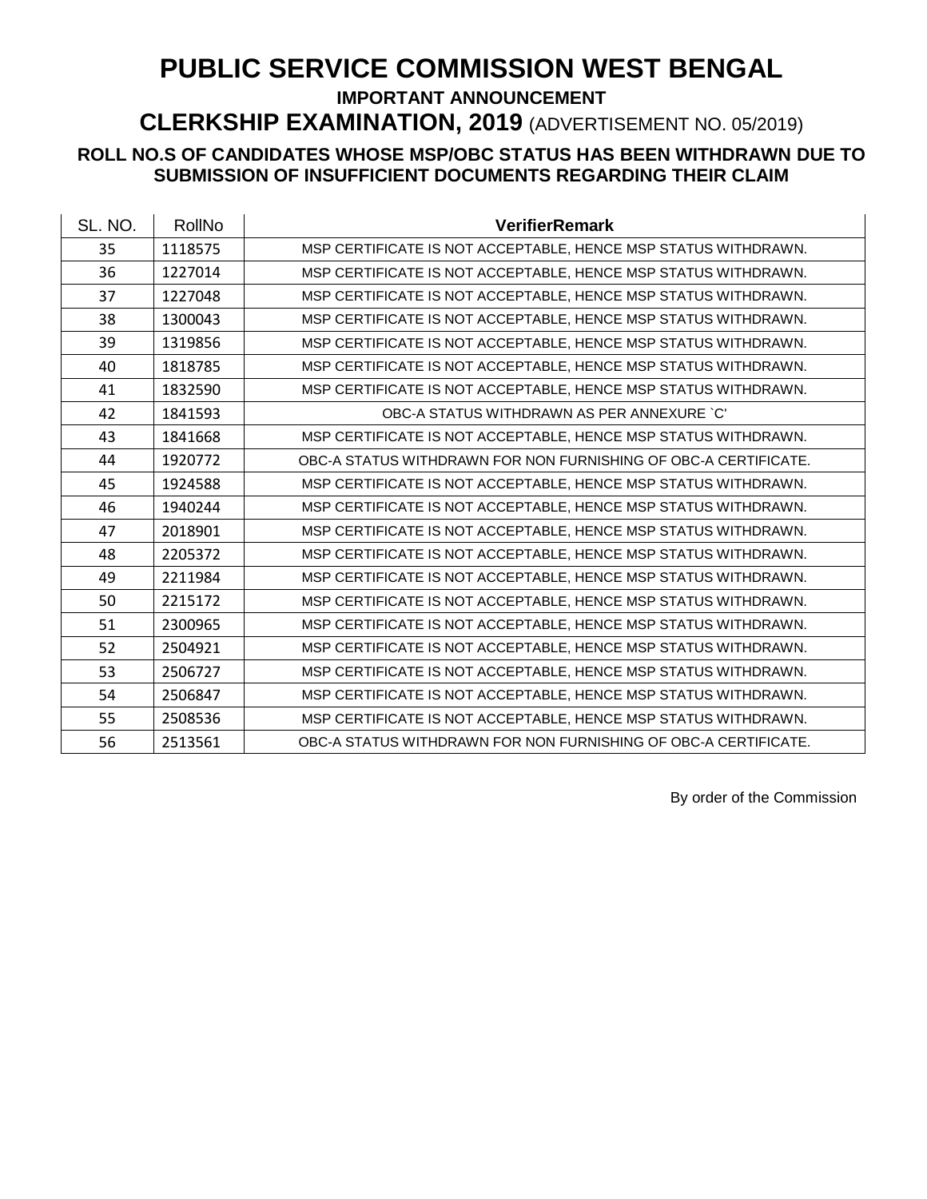# PUBLIC SERVICE COMMISSION WEST BENGAL

**IMPORTANT ANNOUNCEMENT**

## CLERKSHIP EXAMINATION, 2019 (ADVERTISEMENT NO. 05/2019)

### ROLL NO.S OF CANDIDATES WHOSE MSP/OBC STATUS HAS BEEN WITHDRAWN DUE TO SUBMISSION OF INSUFFICIENT DOCUMENTS REGARDING THEIR CLAIM

| SL. NO. | RollNo | **VerifierRemark** |
|---|---|---|
| 35 | 1118575 | MSP CERTIFICATE IS NOT ACCEPTABLE, HENCE MSP STATUS WITHDRAWN. |
| 36 | 1227014 | MSP CERTIFICATE IS NOT ACCEPTABLE, HENCE MSP STATUS WITHDRAWN. |
| 37 | 1227048 | MSP CERTIFICATE IS NOT ACCEPTABLE, HENCE MSP STATUS WITHDRAWN. |
| 38 | 1300043 | MSP CERTIFICATE IS NOT ACCEPTABLE, HENCE MSP STATUS WITHDRAWN. |
| 39 | 1319856 | MSP CERTIFICATE IS NOT ACCEPTABLE, HENCE MSP STATUS WITHDRAWN. |
| 40 | 1818785 | MSP CERTIFICATE IS NOT ACCEPTABLE, HENCE MSP STATUS WITHDRAWN. |
| 41 | 1832590 | MSP CERTIFICATE IS NOT ACCEPTABLE, HENCE MSP STATUS WITHDRAWN. |
| 42 | 1841593 | OBC-A STATUS WITHDRAWN AS PER ANNEXURE `C' |
| 43 | 1841668 | MSP CERTIFICATE IS NOT ACCEPTABLE, HENCE MSP STATUS WITHDRAWN. |
| 44 | 1920772 | OBC-A STATUS WITHDRAWN FOR NON FURNISHING OF OBC-A CERTIFICATE. |
| 45 | 1924588 | MSP CERTIFICATE IS NOT ACCEPTABLE, HENCE MSP STATUS WITHDRAWN. |
| 46 | 1940244 | MSP CERTIFICATE IS NOT ACCEPTABLE, HENCE MSP STATUS WITHDRAWN. |
| 47 | 2018901 | MSP CERTIFICATE IS NOT ACCEPTABLE, HENCE MSP STATUS WITHDRAWN. |
| 48 | 2205372 | MSP CERTIFICATE IS NOT ACCEPTABLE, HENCE MSP STATUS WITHDRAWN. |
| 49 | 2211984 | MSP CERTIFICATE IS NOT ACCEPTABLE, HENCE MSP STATUS WITHDRAWN. |
| 50 | 2215172 | MSP CERTIFICATE IS NOT ACCEPTABLE, HENCE MSP STATUS WITHDRAWN. |
| 51 | 2300965 | MSP CERTIFICATE IS NOT ACCEPTABLE, HENCE MSP STATUS WITHDRAWN. |
| 52 | 2504921 | MSP CERTIFICATE IS NOT ACCEPTABLE, HENCE MSP STATUS WITHDRAWN. |
| 53 | 2506727 | MSP CERTIFICATE IS NOT ACCEPTABLE, HENCE MSP STATUS WITHDRAWN. |
| 54 | 2506847 | MSP CERTIFICATE IS NOT ACCEPTABLE, HENCE MSP STATUS WITHDRAWN. |
| 55 | 2508536 | MSP CERTIFICATE IS NOT ACCEPTABLE, HENCE MSP STATUS WITHDRAWN. |
| 56 | 2513561 | OBC-A STATUS WITHDRAWN FOR NON FURNISHING OF OBC-A CERTIFICATE. |

By order of the Commission